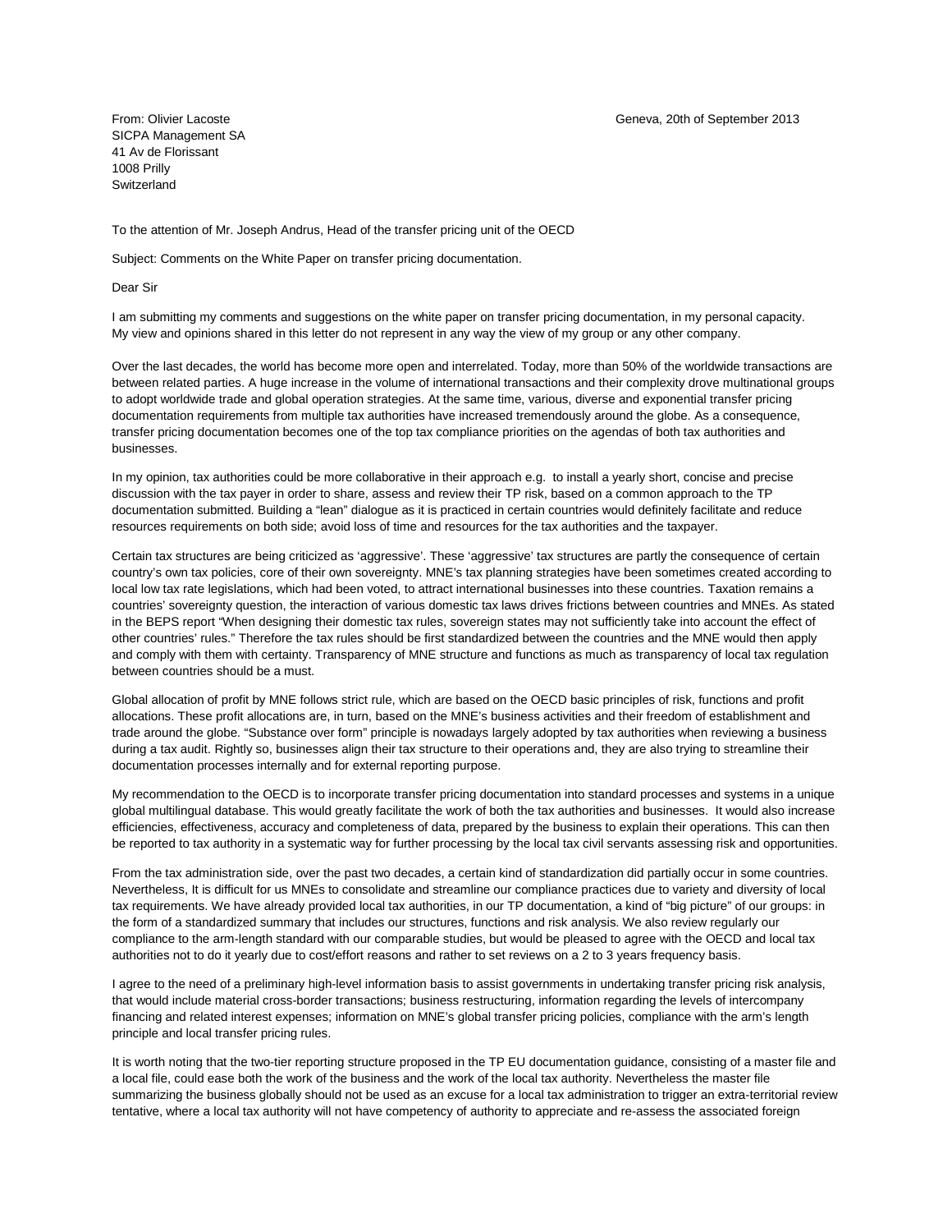From: Olivier Lacoste
SICPA Management SA
41 Av de Florissant
1008 Prilly
Switzerland

Geneva, 20th of September 2013

To the attention of Mr. Joseph Andrus, Head of the transfer pricing unit of the OECD

Subject: Comments on the White Paper on transfer pricing documentation.

Dear Sir

I am submitting my comments and suggestions on the white paper on transfer pricing documentation, in my personal capacity. My view and opinions shared in this letter do not represent in any way the view of my group or any other company.

Over the last decades, the world has become more open and interrelated. Today, more than 50% of the worldwide transactions are between related parties. A huge increase in the volume of international transactions and their complexity drove multinational groups to adopt worldwide trade and global operation strategies. At the same time, various, diverse and exponential transfer pricing documentation requirements from multiple tax authorities have increased tremendously around the globe. As a consequence, transfer pricing documentation becomes one of the top tax compliance priorities on the agendas of both tax authorities and businesses.

In my opinion, tax authorities could be more collaborative in their approach e.g. to install a yearly short, concise and precise discussion with the tax payer in order to share, assess and review their TP risk, based on a common approach to the TP documentation submitted. Building a "lean" dialogue as it is practiced in certain countries would definitely facilitate and reduce resources requirements on both side; avoid loss of time and resources for the tax authorities and the taxpayer.

Certain tax structures are being criticized as 'aggressive'. These 'aggressive' tax structures are partly the consequence of certain country's own tax policies, core of their own sovereignty. MNE's tax planning strategies have been sometimes created according to local low tax rate legislations, which had been voted, to attract international businesses into these countries. Taxation remains a countries' sovereignty question, the interaction of various domestic tax laws drives frictions between countries and MNEs. As stated in the BEPS report "When designing their domestic tax rules, sovereign states may not sufficiently take into account the effect of other countries' rules." Therefore the tax rules should be first standardized between the countries and the MNE would then apply and comply with them with certainty. Transparency of MNE structure and functions as much as transparency of local tax regulation between countries should be a must.

Global allocation of profit by MNE follows strict rule, which are based on the OECD basic principles of risk, functions and profit allocations. These profit allocations are, in turn, based on the MNE's business activities and their freedom of establishment and trade around the globe. "Substance over form" principle is nowadays largely adopted by tax authorities when reviewing a business during a tax audit. Rightly so, businesses align their tax structure to their operations and, they are also trying to streamline their documentation processes internally and for external reporting purpose.

My recommendation to the OECD is to incorporate transfer pricing documentation into standard processes and systems in a unique global multilingual database. This would greatly facilitate the work of both the tax authorities and businesses. It would also increase efficiencies, effectiveness, accuracy and completeness of data, prepared by the business to explain their operations. This can then be reported to tax authority in a systematic way for further processing by the local tax civil servants assessing risk and opportunities.

From the tax administration side, over the past two decades, a certain kind of standardization did partially occur in some countries. Nevertheless, It is difficult for us MNEs to consolidate and streamline our compliance practices due to variety and diversity of local tax requirements. We have already provided local tax authorities, in our TP documentation, a kind of "big picture" of our groups: in the form of a standardized summary that includes our structures, functions and risk analysis. We also review regularly our compliance to the arm-length standard with our comparable studies, but would be pleased to agree with the OECD and local tax authorities not to do it yearly due to cost/effort reasons and rather to set reviews on a 2 to 3 years frequency basis.

I agree to the need of a preliminary high-level information basis to assist governments in undertaking transfer pricing risk analysis, that would include material cross-border transactions; business restructuring, information regarding the levels of intercompany financing and related interest expenses; information on MNE's global transfer pricing policies, compliance with the arm's length principle and local transfer pricing rules.

It is worth noting that the two-tier reporting structure proposed in the TP EU documentation guidance, consisting of a master file and a local file, could ease both the work of the business and the work of the local tax authority. Nevertheless the master file summarizing the business globally should not be used as an excuse for a local tax administration to trigger an extra-territorial review tentative, where a local tax authority will not have competency of authority to appreciate and re-assess the associated foreign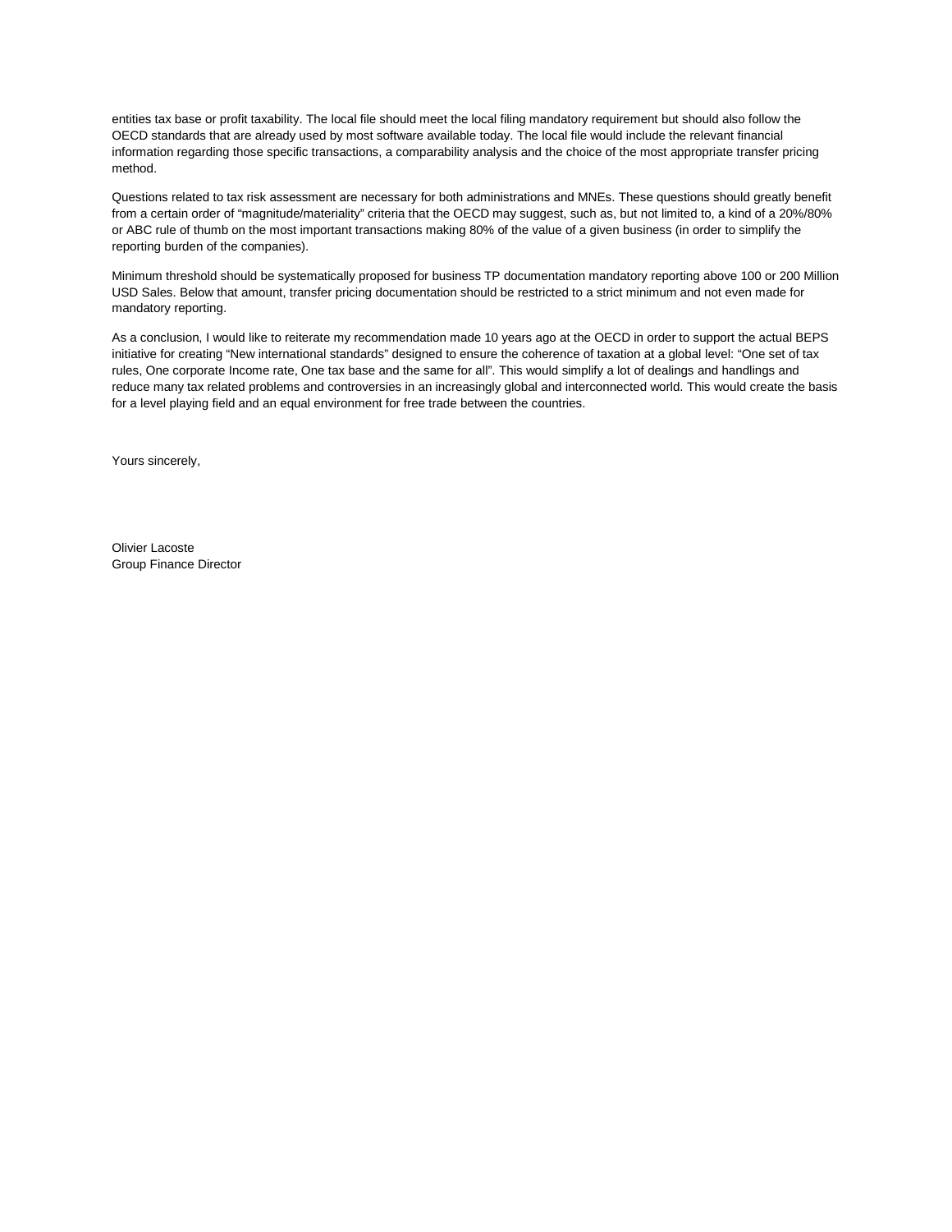entities tax base or profit taxability. The local file should meet the local filing mandatory requirement but should also follow the OECD standards that are already used by most software available today. The local file would include the relevant financial information regarding those specific transactions, a comparability analysis and the choice of the most appropriate transfer pricing method.

Questions related to tax risk assessment are necessary for both administrations and MNEs. These questions should greatly benefit from a certain order of "magnitude/materiality" criteria that the OECD may suggest, such as, but not limited to, a kind of a 20%/80% or ABC rule of thumb on the most important transactions making 80% of the value of a given business (in order to simplify the reporting burden of the companies).

Minimum threshold should be systematically proposed for business TP documentation mandatory reporting above 100 or 200 Million USD Sales. Below that amount, transfer pricing documentation should be restricted to a strict minimum and not even made for mandatory reporting.

As a conclusion, I would like to reiterate my recommendation made 10 years ago at the OECD in order to support the actual BEPS initiative for creating "New international standards" designed to ensure the coherence of taxation at a global level: "One set of tax rules, One corporate Income rate, One tax base and the same for all". This would simplify a lot of dealings and handlings and reduce many tax related problems and controversies in an increasingly global and interconnected world. This would create the basis for a level playing field and an equal environment for free trade between the countries.

Yours sincerely,

Olivier Lacoste
Group Finance Director